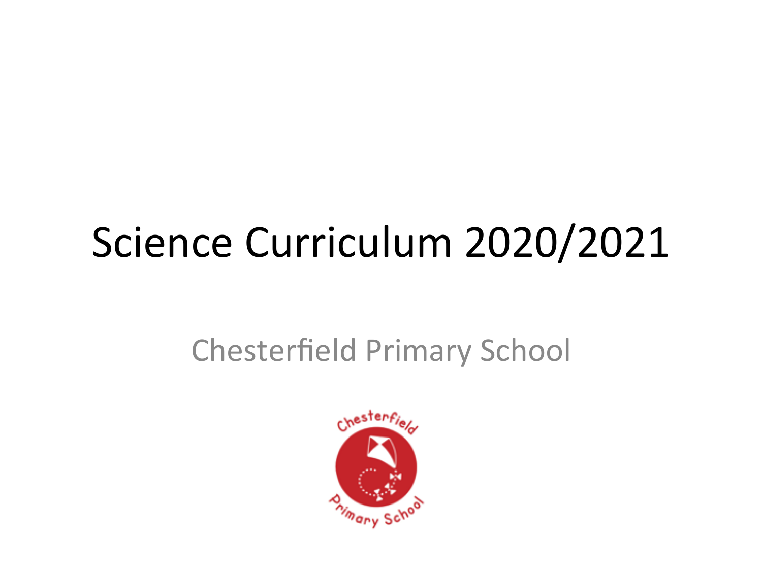# Science Curriculum 2020/2021

Chesterfield Primary School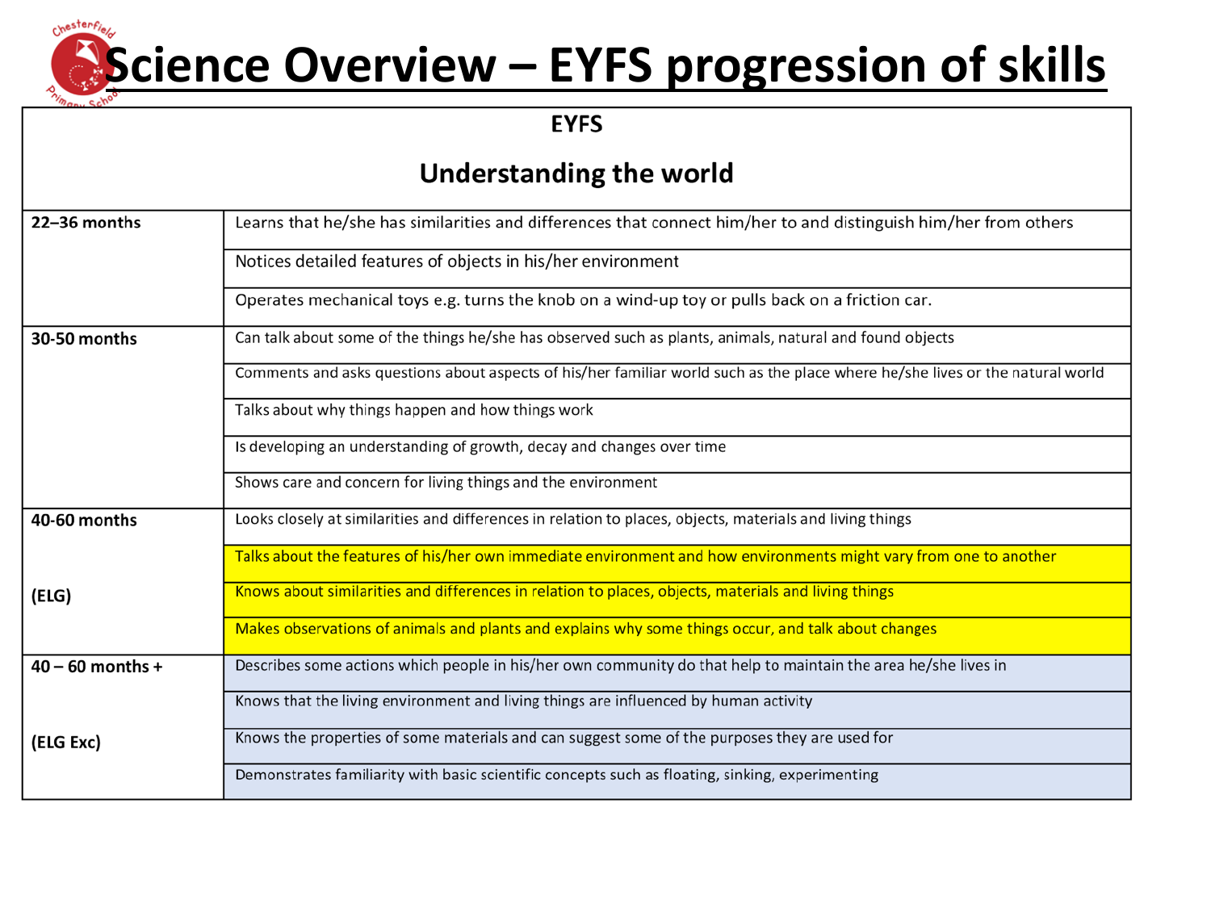# Science Overview – EYFS progression of skills

| EYFS<br>Understanding the world | |
|---|---|
| 22–36 months | Learns that he/she has similarities and differences that connect him/her to and distinguish him/her from others |
| | Notices detailed features of objects in his/her environment |
| | Operates mechanical toys e.g. turns the knob on a wind-up toy or pulls back on a friction car. |
| 30-50 months | Can talk about some of the things he/she has observed such as plants, animals, natural and found objects |
| | Comments and asks questions about aspects of his/her familiar world such as the place where he/she lives or the natural world |
| | Talks about why things happen and how things work |
| | Is developing an understanding of growth, decay and changes over time |
| | Shows care and concern for living things and the environment |
| 40-60 months | Looks closely at similarities and differences in relation to places, objects, materials and living things |
| (ELG) | Talks about the features of his/her own immediate environment and how environments might vary from one to another |
| | Knows about similarities and differences in relation to places, objects, materials and living things |
| | Makes observations of animals and plants and explains why some things occur, and talk about changes |
| 40 – 60 months + | Describes some actions which people in his/her own community do that help to maintain the area he/she lives in |
| (ELG Exc) | Knows that the living environment and living things are influenced by human activity |
| | Knows the properties of some materials and can suggest some of the purposes they are used for |
| | Demonstrates familiarity with basic scientific concepts such as floating, sinking, experimenting |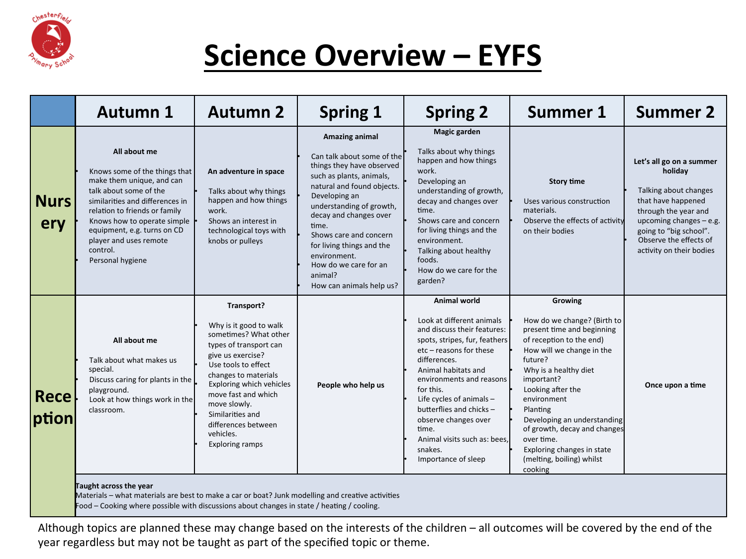# Science Overview – EYFS

| | Autumn 1 | Autumn 2 | Spring 1 | Spring 2 | Summer 1 | Summer 2 |
|---|---|---|---|---|---|---|
| **Nursery** | **All about me**<br>• Knows some of the things that make them unique, and can talk about some of the similarities and differences in relation to friends or family<br>• Knows how to operate simple equipment, e.g. turns on CD player and uses remote control.<br>• Personal hygiene | **An adventure in space**<br>• Talks about why things happen and how things work.<br>• Shows an interest in technological toys with knobs or pulleys | **Amazing animal**<br>• Can talk about some of the things they have observed such as plants, animals, natural and found objects.<br>• Developing an understanding of growth, decay and changes over time.<br>• Shows care and concern for living things and the environment.<br>• How do we care for an animal?<br>• How can animals help us? | **Magic garden**<br>• Talks about why things happen and how things work.<br>• Developing an understanding of growth, decay and changes over time.<br>• Shows care and concern for living things and the environment.<br>• Talking about healthy foods.<br>• How do we care for the garden? | **Story time**<br>• Uses various construction materials.<br>• Observe the effects of activity on their bodies | **Let's all go on a summer holiday**<br>• Talking about changes that have happened through the year and upcoming changes – e.g. going to "big school".<br>• Observe the effects of activity on their bodies |
| **Reception** | **All about me**<br>• Talk about what makes us special.<br>• Discuss caring for plants in the playground.<br>• Look at how things work in the classroom. | **Transport?**<br>• Why is it good to walk sometimes? What other types of transport can give us exercise?<br>• Use tools to effect changes to materials<br>• Exploring which vehicles move fast and which move slowly.<br>• Similarities and differences between vehicles.<br>• Exploring ramps | **People who help us** | **Animal world**<br>• Look at different animals and discuss their features: spots, stripes, fur, feathers etc – reasons for these differences.<br>• Animal habitats and environments and reasons for this.<br>• Life cycles of animals – butterflies and chicks – observe changes over time.<br>• Animal visits such as: bees, snakes.<br>• Importance of sleep | **Growing**<br>• How do we change? (Birth to present time and beginning of reception to the end)<br>• How will we change in the future?<br>• Why is a healthy diet important?<br>• Looking after the environment<br>• Planting<br>• Developing an understanding of growth, decay and changes over time.<br>• Exploring changes in state (melting, boiling) whilst cooking | **Once upon a time** |
| | **Taught across the year**<br>Materials – what materials are best to make a car or boat? Junk modelling and creative activities<br>Food – Cooking where possible with discussions about changes in state / heating / cooling. | | | | | |

Although topics are planned these may change based on the interests of the children – all outcomes will be covered by the end of the year regardless but may not be taught as part of the specified topic or theme.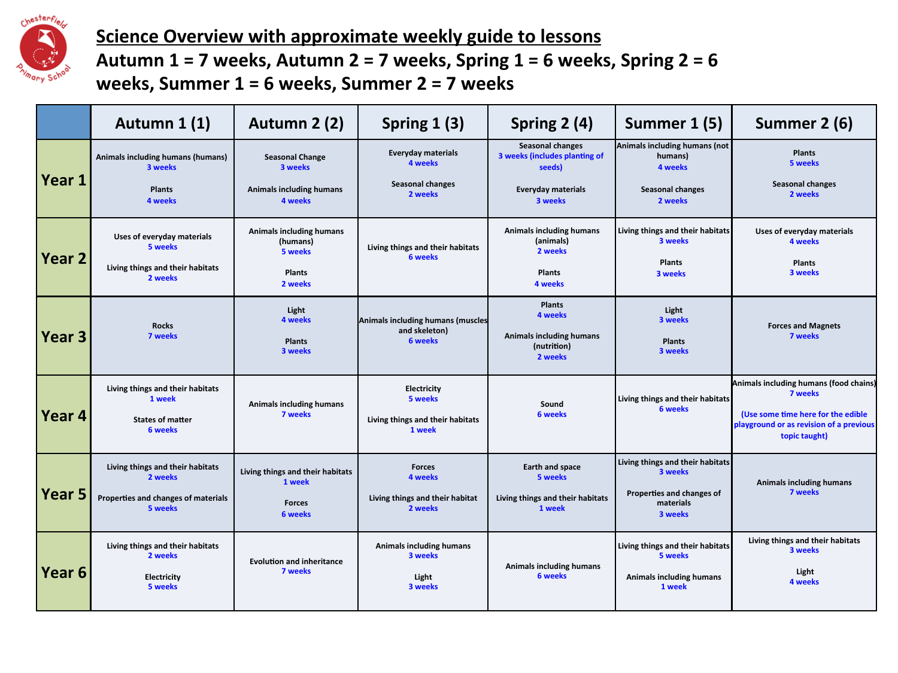# Science Overview with approximate weekly guide to lessons

**Autumn 1 = 7 weeks, Autumn 2 = 7 weeks, Spring 1 = 6 weeks, Spring 2 = 6 weeks, Summer 1 = 6 weeks, Summer 2 = 7 weeks**

| | Autumn 1 (1) | Autumn 2 (2) | Spring 1 (3) | Spring 2 (4) | Summer 1 (5) | Summer 2 (6) |
|---|---|---|---|---|---|---|
| **Year 1** | Animals including humans (humans) 3 weeks<br><br>Plants 4 weeks | Seasonal Change 3 weeks<br><br>Animals including humans 4 weeks | Everyday materials 4 weeks<br><br>Seasonal changes 2 weeks | Seasonal changes 3 weeks (includes planting of seeds)<br><br>Everyday materials 3 weeks | Animals including humans (not humans) 4 weeks<br><br>Seasonal changes 2 weeks | Plants 5 weeks<br><br>Seasonal changes 2 weeks |
| **Year 2** | Uses of everyday materials 5 weeks<br><br>Living things and their habitats 2 weeks | Animals including humans (humans) 5 weeks<br><br>Plants 2 weeks | Living things and their habitats 6 weeks | Animals including humans (animals) 2 weeks<br><br>Plants 4 weeks | Living things and their habitats 3 weeks<br><br>Plants 3 weeks | Uses of everyday materials 4 weeks<br><br>Plants 3 weeks |
| **Year 3** | Rocks 7 weeks | Light 4 weeks<br><br>Plants 3 weeks | Animals including humans (muscles and skeleton) 6 weeks | Plants 4 weeks<br><br>Animals including humans (nutrition) 2 weeks | Light 3 weeks<br><br>Plants 3 weeks | Forces and Magnets 7 weeks |
| **Year 4** | Living things and their habitats 1 week<br><br>States of matter 6 weeks | Animals including humans 7 weeks | Electricity 5 weeks<br><br>Living things and their habitats 1 week | Sound 6 weeks | Living things and their habitats 6 weeks | Animals including humans (food chains) 7 weeks<br><br>(Use some time here for the edible playground or as revision of a previous topic taught) |
| **Year 5** | Living things and their habitats 2 weeks<br><br>Properties and changes of materials 5 weeks | Living things and their habitats 1 week<br><br>Forces 6 weeks | Forces 4 weeks<br><br>Living things and their habitat 2 weeks | Earth and space 5 weeks<br><br>Living things and their habitats 1 week | Living things and their habitats 3 weeks<br><br>Properties and changes of materials 3 weeks | Animals including humans 7 weeks |
| **Year 6** | Living things and their habitats 2 weeks<br><br>Electricity 5 weeks | Evolution and inheritance 7 weeks | Animals including humans 3 weeks<br><br>Light 3 weeks | Animals including humans 6 weeks | Living things and their habitats 5 weeks<br><br>Animals including humans 1 week | Living things and their habitats 3 weeks<br><br>Light 4 weeks |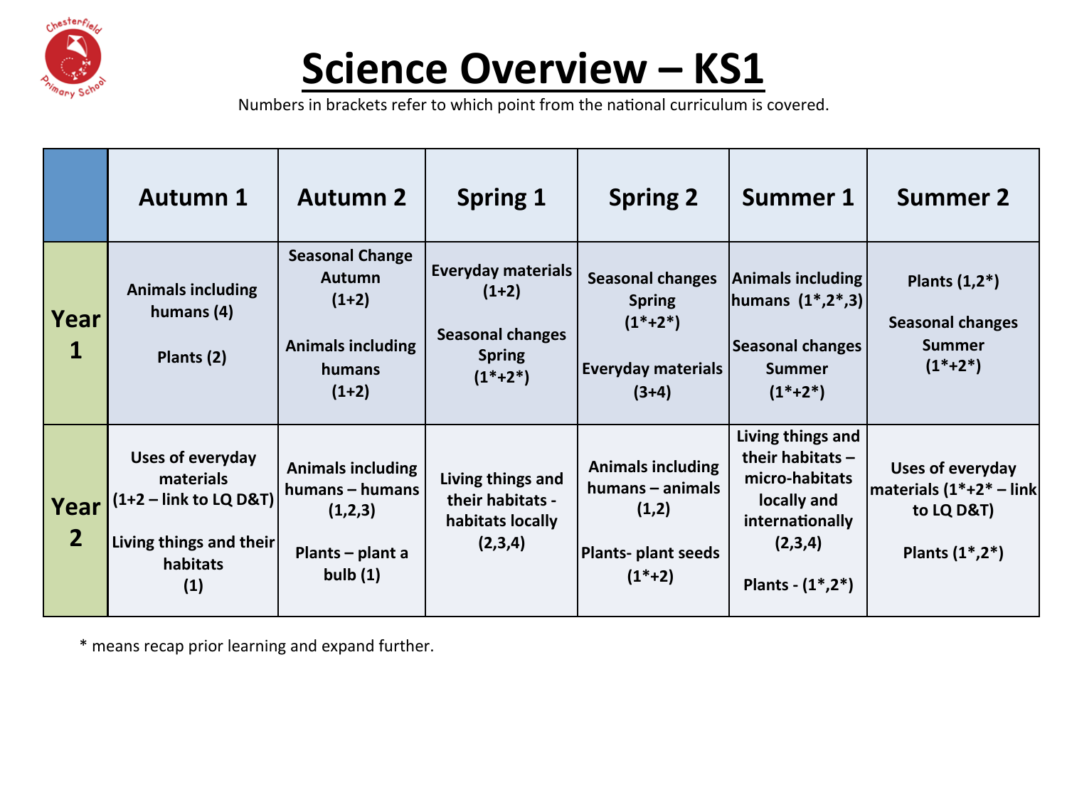# Science Overview – KS1

Numbers in brackets refer to which point from the national curriculum is covered.

| | Autumn 1 | Autumn 2 | Spring 1 | Spring 2 | Summer 1 | Summer 2 |
|---|---|---|---|---|---|---|
| **Year 1** | Animals including humans (4)<br><br>Plants (2) | Seasonal Change Autumn (1+2)<br><br>Animals including humans (1+2) | Everyday materials (1+2)<br><br>Seasonal changes Spring (1*+2*) | Seasonal changes Spring (1*+2*)<br><br>Everyday materials (3+4) | Animals including humans (1*,2*,3)<br><br>Seasonal changes Summer (1*+2*) | Plants (1,2*)<br><br>Seasonal changes Summer (1*+2*) |
| **Year 2** | Uses of everyday materials (1+2 – link to LQ D&T)<br><br>Living things and their habitats (1) | Animals including humans – humans (1,2,3)<br><br>Plants – plant a bulb (1) | Living things and their habitats - habitats locally (2,3,4) | Animals including humans – animals (1,2)<br><br>Plants- plant seeds (1*+2) | Living things and their habitats – micro-habitats locally and internationally (2,3,4)<br><br>Plants - (1*,2*) | Uses of everyday materials (1*+2* – link to LQ D&T)<br><br>Plants (1*,2*) |

* means recap prior learning and expand further.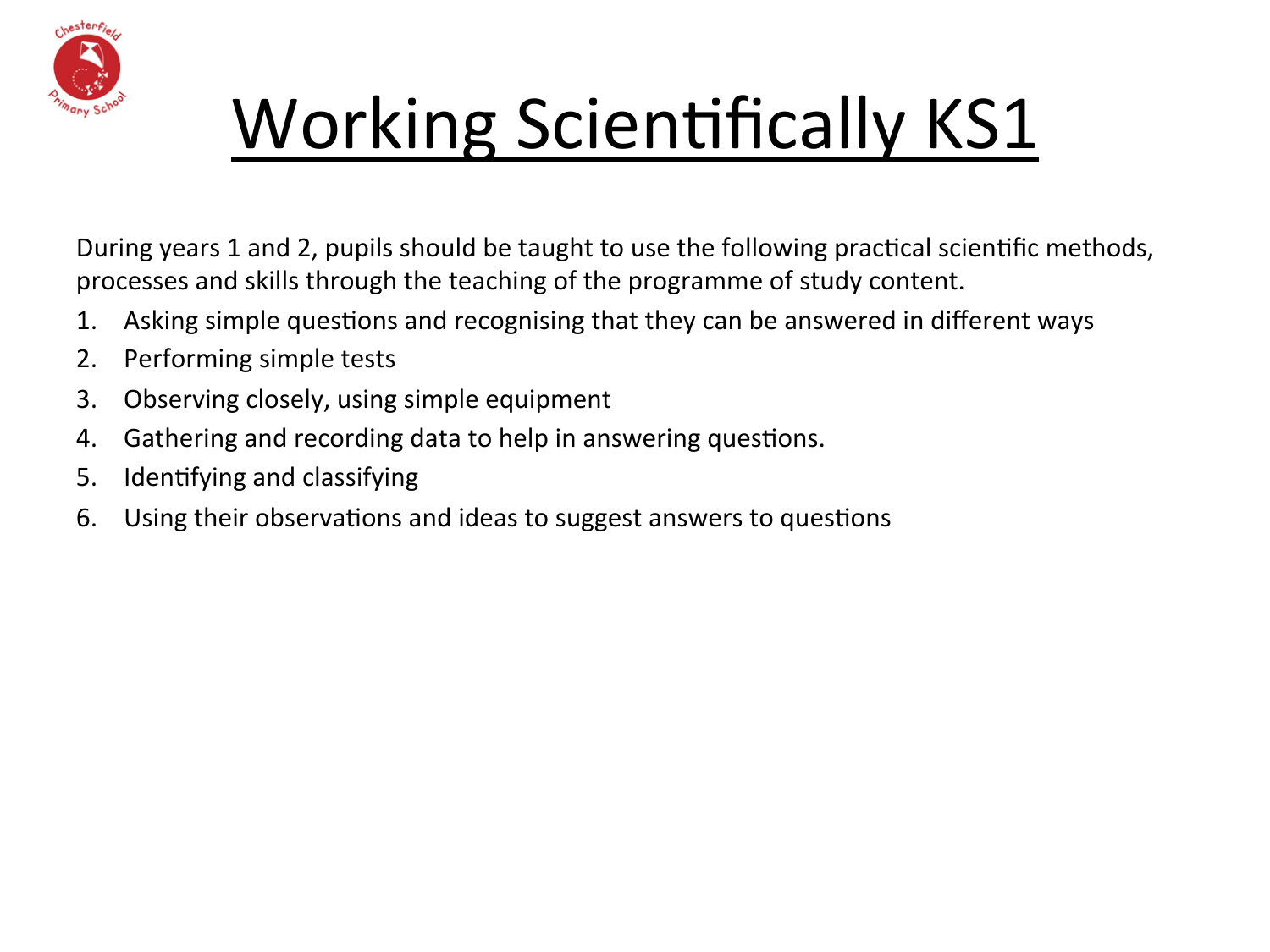# Working Scientifically KS1

During years 1 and 2, pupils should be taught to use the following practical scientific methods, processes and skills through the teaching of the programme of study content.

1. Asking simple questions and recognising that they can be answered in different ways
2. Performing simple tests
3. Observing closely, using simple equipment
4. Gathering and recording data to help in answering questions.
5. Identifying and classifying
6. Using their observations and ideas to suggest answers to questions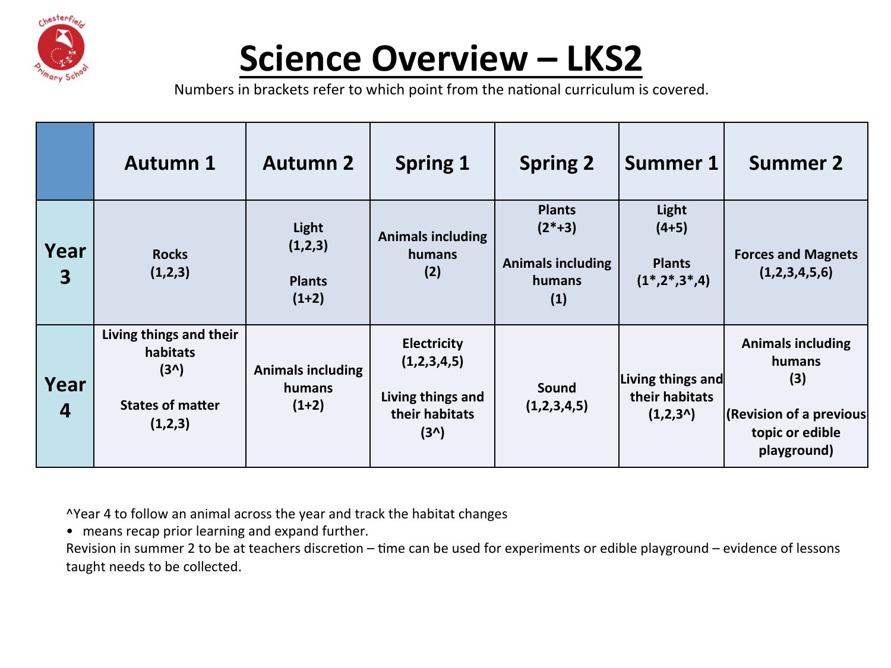# Science Overview – LKS2

Numbers in brackets refer to which point from the national curriculum is covered.

| | Autumn 1 | Autumn 2 | Spring 1 | Spring 2 | Summer 1 | Summer 2 |
|---|---|---|---|---|---|---|
| **Year 3** | Rocks (1,2,3) | Light (1,2,3)<br><br>Plants (1+2) | Animals including humans (2) | Plants (2*+3)<br><br>Animals including humans (1) | Light (4+5)<br><br>Plants (1*,2*,3*,4) | Forces and Magnets (1,2,3,4,5,6) |
| **Year 4** | Living things and their habitats (3^)<br><br>States of matter (1,2,3) | Animals including humans (1+2) | Electricity (1,2,3,4,5)<br><br>Living things and their habitats (3^) | Sound (1,2,3,4,5) | Living things and their habitats (1,2,3^) | Animals including humans (3)<br><br>(Revision of a previous topic or edible playground) |

^Year 4 to follow an animal across the year and track the habitat changes

- means recap prior learning and expand further.

Revision in summer 2 to be at teachers discretion – time can be used for experiments or edible playground – evidence of lessons taught needs to be collected.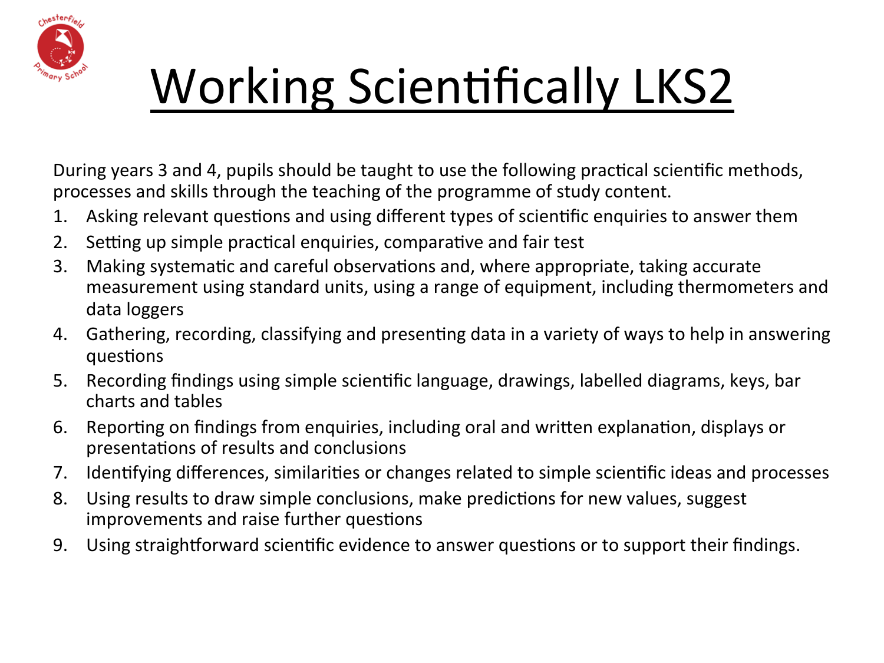# Working Scientifically LKS2

During years 3 and 4, pupils should be taught to use the following practical scientific methods, processes and skills through the teaching of the programme of study content.

1. Asking relevant questions and using different types of scientific enquiries to answer them
2. Setting up simple practical enquiries, comparative and fair test
3. Making systematic and careful observations and, where appropriate, taking accurate measurement using standard units, using a range of equipment, including thermometers and data loggers
4. Gathering, recording, classifying and presenting data in a variety of ways to help in answering questions
5. Recording findings using simple scientific language, drawings, labelled diagrams, keys, bar charts and tables
6. Reporting on findings from enquiries, including oral and written explanation, displays or presentations of results and conclusions
7. Identifying differences, similarities or changes related to simple scientific ideas and processes
8. Using results to draw simple conclusions, make predictions for new values, suggest improvements and raise further questions
9. Using straightforward scientific evidence to answer questions or to support their findings.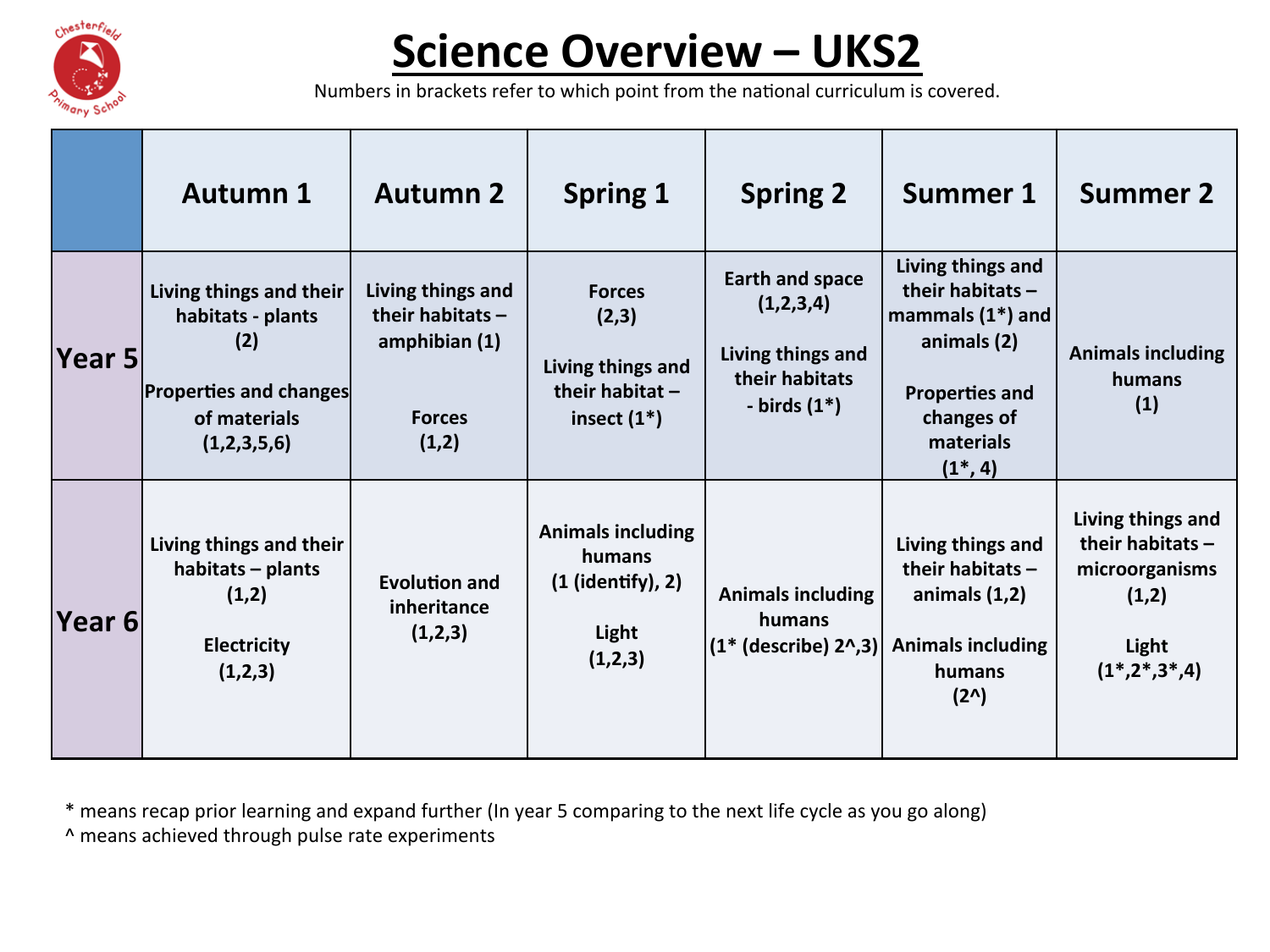# Science Overview – UKS2

Numbers in brackets refer to which point from the national curriculum is covered.

| | Autumn 1 | Autumn 2 | Spring 1 | Spring 2 | Summer 1 | Summer 2 |
|---|---|---|---|---|---|---|
| **Year 5** | **Living things and their habitats - plants (2)**<br><br>**Properties and changes of materials (1,2,3,5,6)** | **Living things and their habitats – amphibian (1)**<br><br>**Forces (1,2)** | **Forces (2,3)**<br><br>**Living things and their habitat – insect (1*)** | **Earth and space (1,2,3,4)**<br><br>**Living things and their habitats - birds (1*)** | **Living things and their habitats – mammals (1*) and animals (2)**<br><br>**Properties and changes of materials (1*, 4)** | **Animals including humans (1)** |
| **Year 6** | **Living things and their habitats – plants (1,2)**<br><br>**Electricity (1,2,3)** | **Evolution and inheritance (1,2,3)** | **Animals including humans (1 (identify), 2)**<br><br>**Light (1,2,3)** | **Animals including humans (1* (describe) 2^,3)** | **Living things and their habitats – animals (1,2)**<br><br>**Animals including humans (2^)** | **Living things and their habitats – microorganisms (1,2)**<br><br>**Light (1*,2*,3*,4)** |

* means recap prior learning and expand further (In year 5 comparing to the next life cycle as you go along)
^ means achieved through pulse rate experiments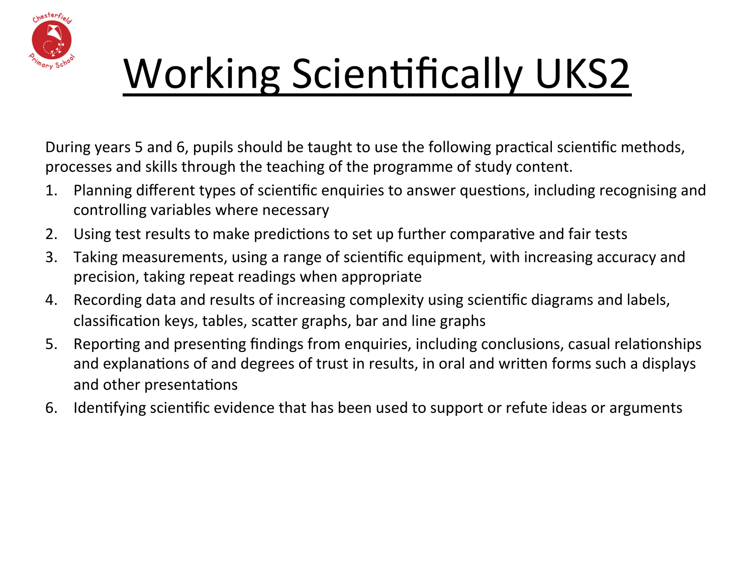# Working Scientifically UKS2

During years 5 and 6, pupils should be taught to use the following practical scientific methods, processes and skills through the teaching of the programme of study content.

1. Planning different types of scientific enquiries to answer questions, including recognising and controlling variables where necessary
2. Using test results to make predictions to set up further comparative and fair tests
3. Taking measurements, using a range of scientific equipment, with increasing accuracy and precision, taking repeat readings when appropriate
4. Recording data and results of increasing complexity using scientific diagrams and labels, classification keys, tables, scatter graphs, bar and line graphs
5. Reporting and presenting findings from enquiries, including conclusions, casual relationships and explanations of and degrees of trust in results, in oral and written forms such a displays and other presentations
6. Identifying scientific evidence that has been used to support or refute ideas or arguments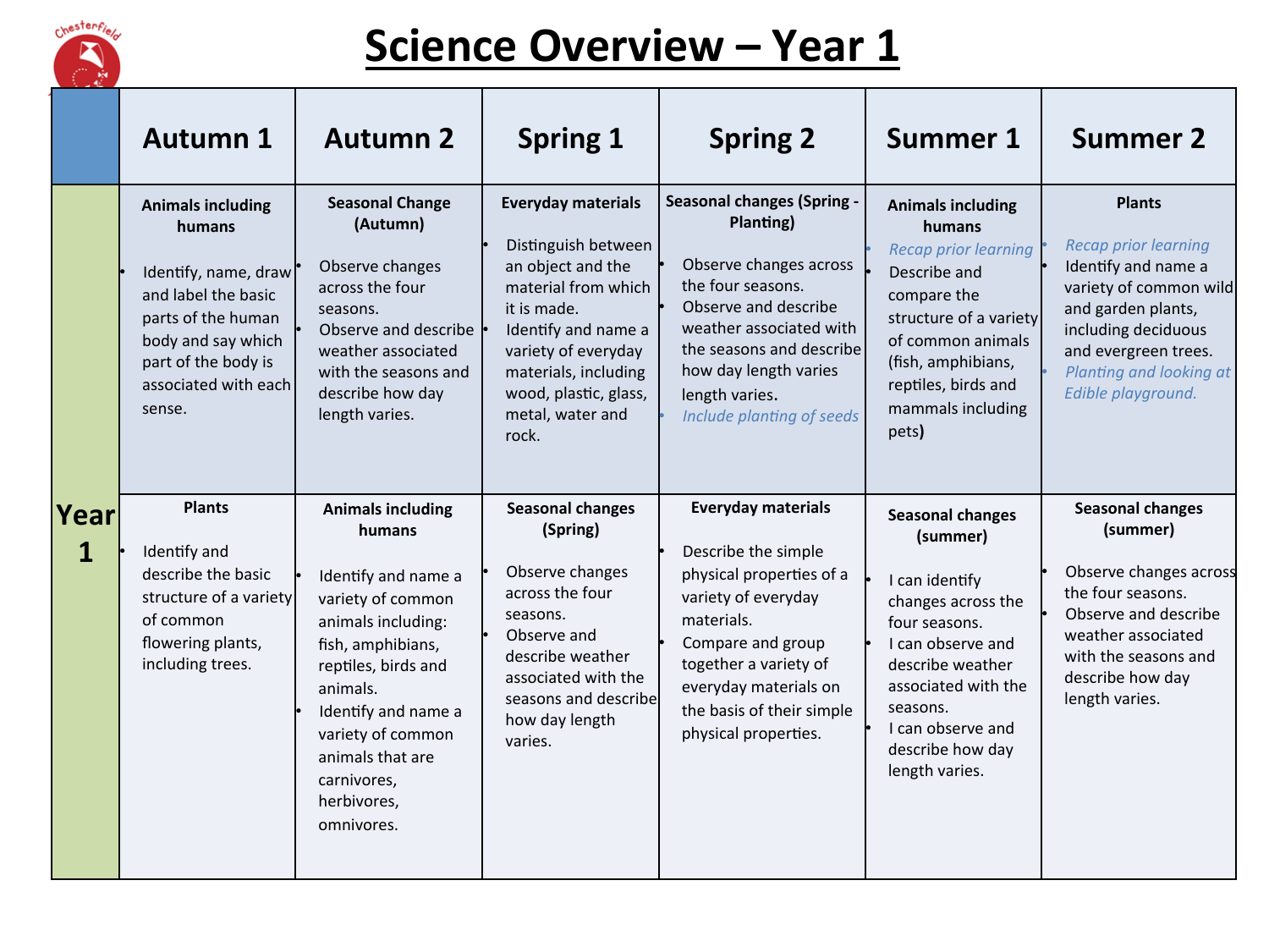# Science Overview – Year 1

| | Autumn 1 | Autumn 2 | Spring 1 | Spring 2 | Summer 1 | Summer 2 |
|---|---|---|---|---|---|---|
| Year 1 | **Animals including humans**<br>• Identify, name, draw and label the basic parts of the human body and say which part of the body is associated with each sense. | **Seasonal Change (Autumn)**<br>• Observe changes across the four seasons.<br>• Observe and describe weather associated with the seasons and describe how day length varies. | **Everyday materials**<br>• Distinguish between an object and the material from which it is made.<br>• Identify and name a variety of everyday materials, including wood, plastic, glass, metal, water and rock. | **Seasonal changes (Spring - Planting)**<br>• Observe changes across the four seasons.<br>• Observe and describe weather associated with the seasons and describe how day length varies length varies.<br>• *Include planting of seeds* | **Animals including humans**<br>• *Recap prior learning*<br>• Describe and compare the structure of a variety of common animals (fish, amphibians, reptiles, birds and mammals including pets) | **Plants**<br>• *Recap prior learning*<br>• Identify and name a variety of common wild and garden plants, including deciduous and evergreen trees.<br>• *Planting and looking at Edible playground.* |
| | **Plants**<br>• Identify and describe the basic structure of a variety of common flowering plants, including trees. | **Animals including humans**<br>• Identify and name a variety of common animals including: fish, amphibians, reptiles, birds and animals.<br>• Identify and name a variety of common animals that are carnivores, herbivores, omnivores. | **Seasonal changes (Spring)**<br>• Observe changes across the four seasons.<br>• Observe and describe weather associated with the seasons and describe how day length varies. | **Everyday materials**<br>• Describe the simple physical properties of a variety of everyday materials.<br>• Compare and group together a variety of everyday materials on the basis of their simple physical properties. | **Seasonal changes (summer)**<br>• I can identify changes across the four seasons.<br>• I can observe and describe weather associated with the seasons.<br>• I can observe and describe how day length varies. | **Seasonal changes (summer)**<br>• Observe changes across the four seasons.<br>• Observe and describe weather associated with the seasons and describe how day length varies. |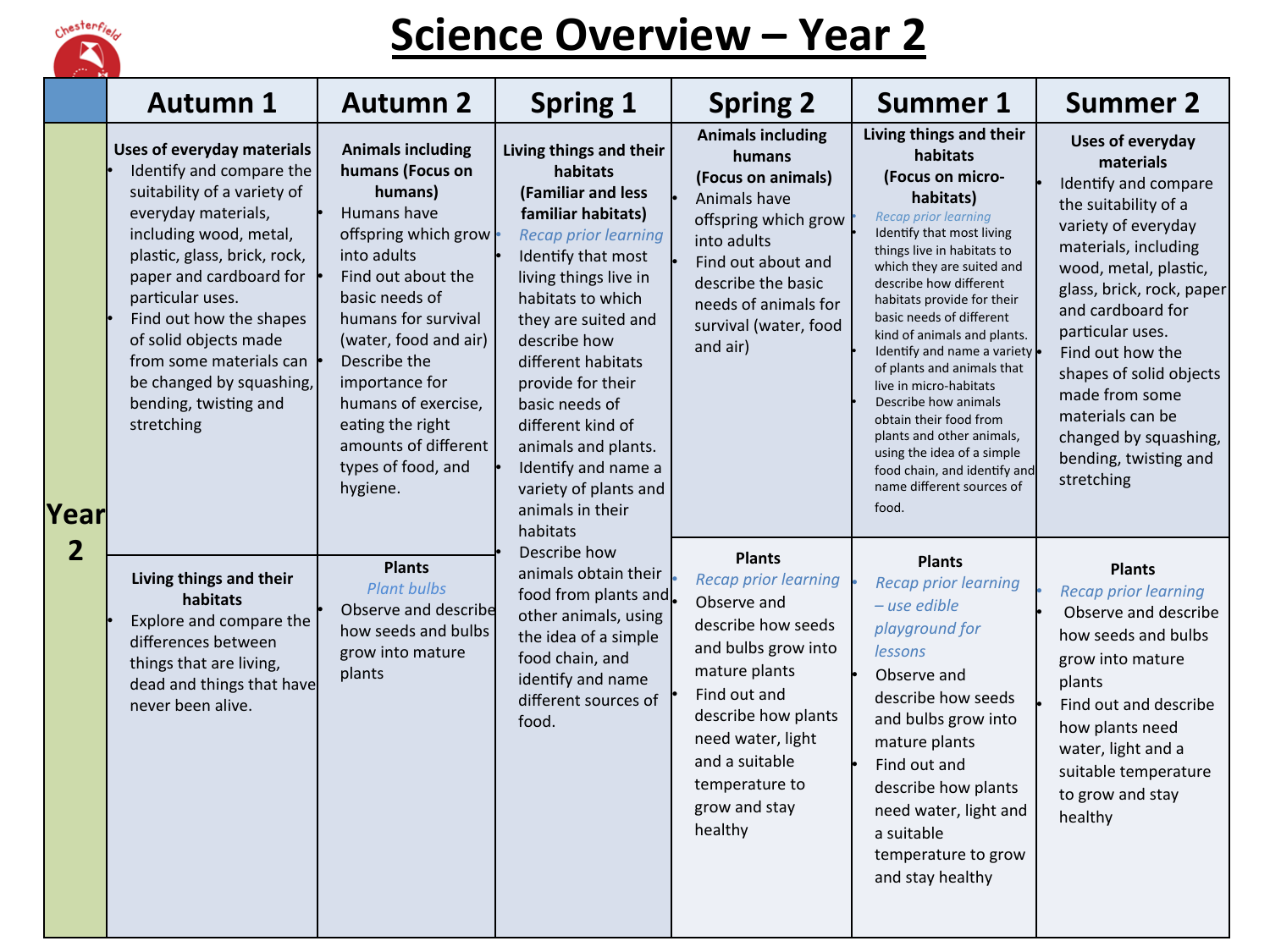# Science Overview – Year 2

| | Autumn 1 | Autumn 2 | Spring 1 | Spring 2 | Summer 1 | Summer 2 |
|---|---|---|---|---|---|---|
| **Year 2** | **Uses of everyday materials**<br>• Identify and compare the suitability of a variety of everyday materials, including wood, metal, plastic, glass, brick, rock, paper and cardboard for particular uses.<br>• Find out how the shapes of solid objects made from some materials can be changed by squashing, bending, twisting and stretching | **Animals including humans (Focus on humans)**<br>• Humans have offspring which grow into adults<br>• Find out about the basic needs of humans for survival (water, food and air)<br>• Describe the importance for humans of exercise, eating the right amounts of different types of food, and hygiene. | **Living things and their habitats (Familiar and less familiar habitats)**<br>• *Recap prior learning*<br>• Identify that most living things live in habitats to which they are suited and describe how different habitats provide for their basic needs of different kind of animals and plants.<br>• Identify and name a variety of plants and animals in their habitats<br>• Describe how animals obtain their food from plants and other animals, using the idea of a simple food chain, and identify and name different sources of food. | **Animals including humans (Focus on animals)**<br>• Animals have offspring which grow into adults<br>• Find out about and describe the basic needs of animals for survival (water, food and air) | **Living things and their habitats (Focus on micro-habitats)**<br>• *Recap prior learning*<br>• Identify that most living things live in habitats to which they are suited and describe how different habitats provide for their basic needs of different kind of animals and plants.<br>• Identify and name a variety of plants and animals that live in micro-habitats<br>• Describe how animals obtain their food from plants and other animals, using the idea of a simple food chain, and identify and name different sources of food. | **Uses of everyday materials**<br>• Identify and compare the suitability of a variety of everyday materials, including wood, metal, plastic, glass, brick, rock, paper and cardboard for particular uses.<br>• Find out how the shapes of solid objects made from some materials can be changed by squashing, bending, twisting and stretching |
| | **Living things and their habitats**<br>• Explore and compare the differences between things that are living, dead and things that have never been alive. | **Plants**<br>*Plant bulbs*<br>• Observe and describe how seeds and bulbs grow into mature plants | | **Plants**<br>• *Recap prior learning*<br>• Observe and describe how seeds and bulbs grow into mature plants<br>• Find out and describe how plants need water, light and a suitable temperature to grow and stay healthy | **Plants**<br>• *Recap prior learning – use edible playground for lessons*<br>• Observe and describe how seeds and bulbs grow into mature plants<br>• Find out and describe how plants need water, light and a suitable temperature to grow and stay healthy | **Plants**<br>• *Recap prior learning*<br>• Observe and describe how seeds and bulbs grow into mature plants<br>• Find out and describe how plants need water, light and a suitable temperature to grow and stay healthy |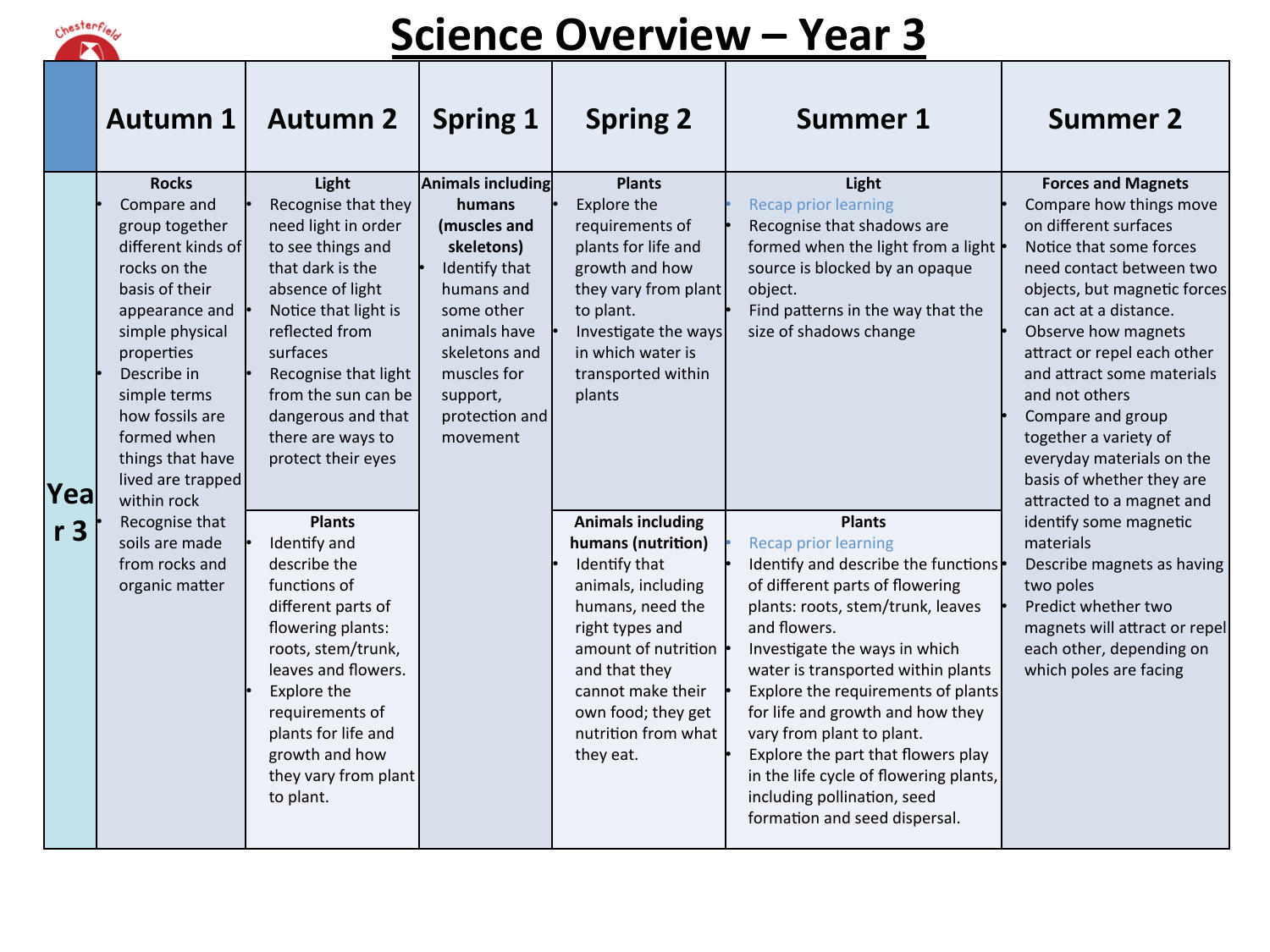# Science Overview – Year 3

| | Autumn 1 | Autumn 2 | Spring 1 | Spring 2 | Summer 1 | Summer 2 |
|---|---|---|---|---|---|---|
| Year 3 | **Rocks**<br>• Compare and group together different kinds of rocks on the basis of their appearance and simple physical properties<br>• Describe in simple terms how fossils are formed when things that have lived are trapped within rock<br>• Recognise that soils are made from rocks and organic matter | **Light**<br>• Recognise that they need light in order to see things and that dark is the absence of light<br>• Notice that light is reflected from surfaces<br>• Recognise that light from the sun can be dangerous and that there are ways to protect their eyes | **Animals including humans (muscles and skeletons)**<br>• Identify that humans and some other animals have skeletons and muscles for support, protection and movement | **Plants**<br>• Explore the requirements of plants for life and growth and how they vary from plant to plant.<br>• Investigate the ways in which water is transported within plants | **Light**<br>• Recap prior learning<br>• Recognise that shadows are formed when the light from a light source is blocked by an opaque object.<br>• Find patterns in the way that the size of shadows change | **Forces and Magnets**<br>• Compare how things move on different surfaces<br>• Notice that some forces need contact between two objects, but magnetic forces can act at a distance.<br>• Observe how magnets attract or repel each other and attract some materials and not others<br>• Compare and group together a variety of everyday materials on the basis of whether they are attracted to a magnet and identify some magnetic materials<br>• Describe magnets as having two poles<br>• Predict whether two magnets will attract or repel each other, depending on which poles are facing |
| | | **Plants**<br>• Identify and describe the functions of different parts of flowering plants: roots, stem/trunk, leaves and flowers.<br>• Explore the requirements of plants for life and growth and how they vary from plant to plant. | | **Animals including humans (nutrition)**<br>• Identify that animals, including humans, need the right types and amount of nutrition and that they cannot make their own food; they get nutrition from what they eat. | **Plants**<br>• Recap prior learning<br>• Identify and describe the functions of different parts of flowering plants: roots, stem/trunk, leaves and flowers.<br>• Investigate the ways in which water is transported within plants<br>• Explore the requirements of plants for life and growth and how they vary from plant to plant.<br>• Explore the part that flowers play in the life cycle of flowering plants, including pollination, seed formation and seed dispersal. | |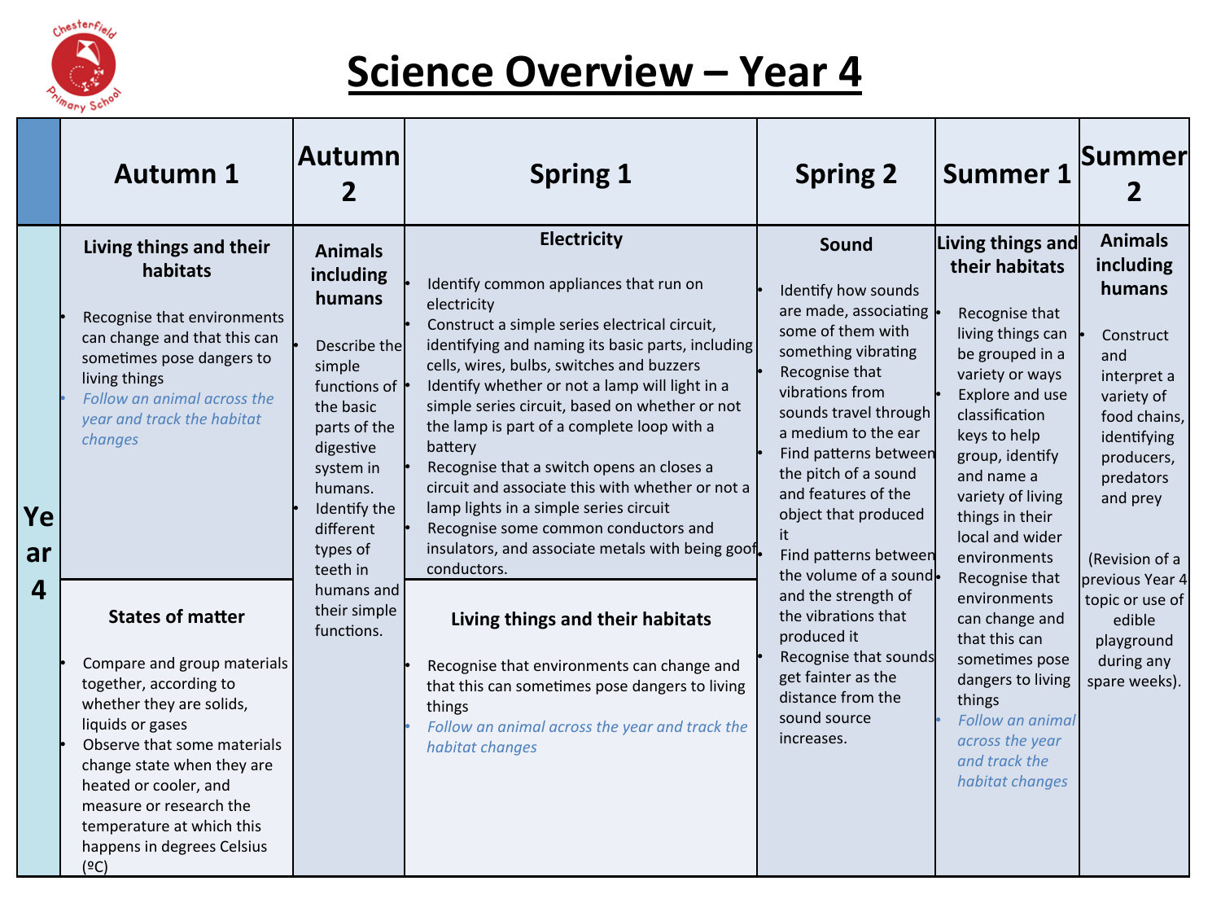# Science Overview – Year 4

| | Autumn 1 | Autumn 2 | Spring 1 | Spring 2 | Summer 1 | Summer 2 |
|---|---|---|---|---|---|---|
| Year 4 | **Living things and their habitats**<br>• Recognise that environments can change and that this can sometimes pose dangers to living things<br>• *Follow an animal across the year and track the habitat changes* | **Animals including humans**<br>• Describe the simple functions of the basic parts of the digestive system in humans.<br>• Identify the different types of teeth in humans and their simple functions. | **Electricity**<br>• Identify common appliances that run on electricity<br>• Construct a simple series electrical circuit, identifying and naming its basic parts, including cells, wires, bulbs, switches and buzzers<br>• Identify whether or not a lamp will light in a simple series circuit, based on whether or not the lamp is part of a complete loop with a battery<br>• Recognise that a switch opens an closes a circuit and associate this with whether or not a lamp lights in a simple series circuit<br>• Recognise some common conductors and insulators, and associate metals with being goof conductors. | **Sound**<br>• Identify how sounds are made, associating some of them with something vibrating<br>• Recognise that vibrations from sounds travel through a medium to the ear<br>• Find patterns between the pitch of a sound and features of the object that produced it<br>• Find patterns between the volume of a sound and the strength of the vibrations that produced it<br>• Recognise that sounds get fainter as the distance from the sound source increases. | **Living things and their habitats**<br>• Recognise that living things can be grouped in a variety or ways<br>• Explore and use classification keys to help group, identify and name a variety of living things in their local and wider environments<br>• Recognise that environments can change and that this can sometimes pose dangers to living things<br>• *Follow an animal across the year and track the habitat changes* | **Animals including humans**<br>• Construct and interpret a variety of food chains, identifying producers, predators and prey<br><br>(Revision of a previous Year 4 topic or use of edible playground during any spare weeks). |
| | **States of matter**<br>• Compare and group materials together, according to whether they are solids, liquids or gases<br>• Observe that some materials change state when they are heated or cooler, and measure or research the temperature at which this happens in degrees Celsius (ºC) | | **Living things and their habitats**<br>• Recognise that environments can change and that this can sometimes pose dangers to living things<br>• *Follow an animal across the year and track the habitat changes* | | | |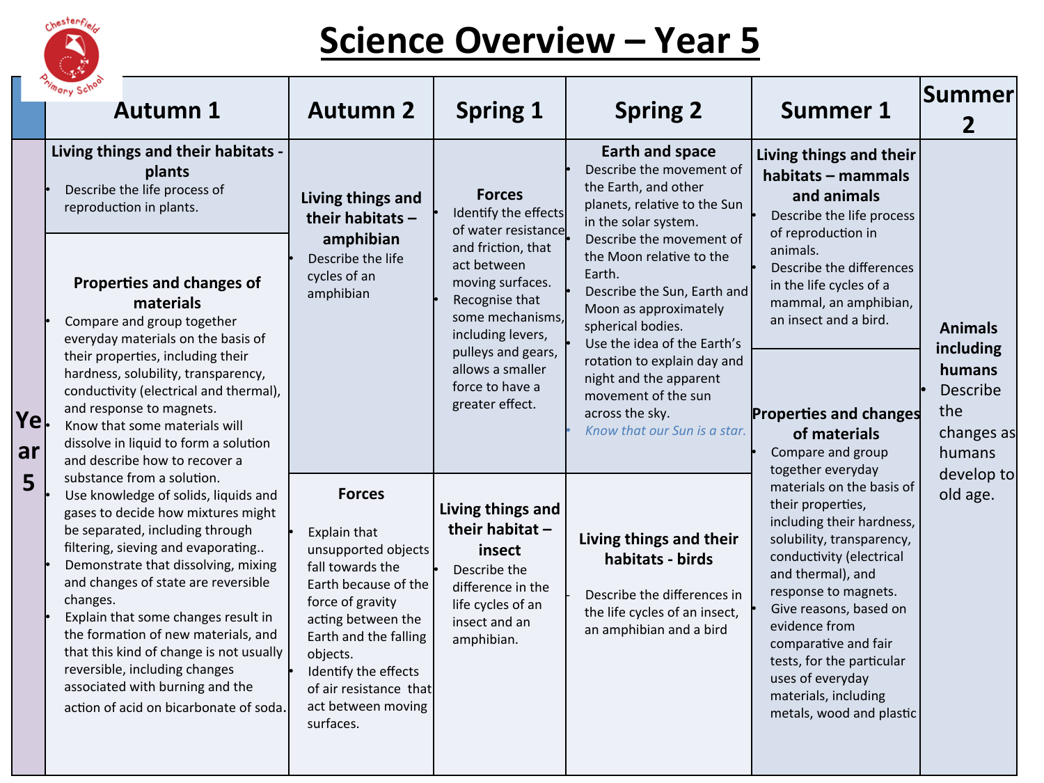# Science Overview – Year 5

| | Autumn 1 | Autumn 2 | Spring 1 | Spring 2 | Summer 1 | Summer 2 |
|---|---|---|---|---|---|---|
| Year 5 | **Living things and their habitats - plants**<br>• Describe the life process of reproduction in plants. | **Living things and their habitats – amphibian**<br>• Describe the life cycles of an amphibian | **Forces**<br>• Identify the effects of water resistance and friction, that act between moving surfaces.<br>• Recognise that some mechanisms, including levers, pulleys and gears, allows a smaller force to have a greater effect. | **Earth and space**<br>• Describe the movement of the Earth, and other planets, relative to the Sun in the solar system.<br>• Describe the movement of the Moon relative to the Earth.<br>• Describe the Sun, Earth and Moon as approximately spherical bodies.<br>• Use the idea of the Earth's rotation to explain day and night and the apparent movement of the sun across the sky.<br>• *Know that our Sun is a star.* | **Living things and their habitats – mammals and animals**<br>• Describe the life process of reproduction in animals.<br>• Describe the differences in the life cycles of a mammal, an amphibian, an insect and a bird. | **Animals including humans**<br>• Describe the changes as humans develop to old age. |
| | **Properties and changes of materials**<br>• Compare and group together everyday materials on the basis of their properties, including their hardness, solubility, transparency, conductivity (electrical and thermal), and response to magnets.<br>• Know that some materials will dissolve in liquid to form a solution and describe how to recover a substance from a solution.<br>• Use knowledge of solids, liquids and gases to decide how mixtures might be separated, including through filtering, sieving and evaporating..<br>• Demonstrate that dissolving, mixing and changes of state are reversible changes.<br>• Explain that some changes result in the formation of new materials, and that this kind of change is not usually reversible, including changes associated with burning and the action of acid on bicarbonate of soda. | **Forces**<br>• Explain that unsupported objects fall towards the Earth because of the force of gravity acting between the Earth and the falling objects.<br>• Identify the effects of air resistance that act between moving surfaces. | **Living things and their habitat – insect**<br>• Describe the difference in the life cycles of an insect and an amphibian. | **Living things and their habitats - birds**<br>- Describe the differences in the life cycles of an insect, an amphibian and a bird | **Properties and changes of materials**<br>• Compare and group together everyday materials on the basis of their properties, including their hardness, solubility, transparency, conductivity (electrical and thermal), and response to magnets.<br>• Give reasons, based on evidence from comparative and fair tests, for the particular uses of everyday materials, including metals, wood and plastic | |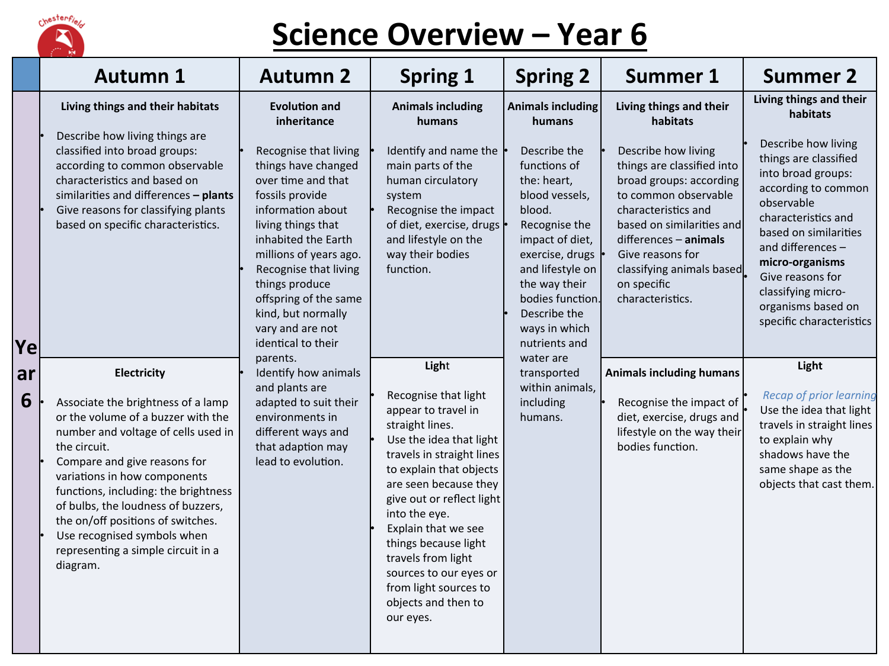# Science Overview – Year 6

| | Autumn 1 | Autumn 2 | Spring 1 | Spring 2 | Summer 1 | Summer 2 |
|---|---|---|---|---|---|---|
| Year 6 | **Living things and their habitats**<br>• Describe how living things are classified into broad groups: according to common observable characteristics and based on similarities and differences **– plants**<br>• Give reasons for classifying plants based on specific characteristics. | **Evolution and inheritance**<br>• Recognise that living things have changed over time and that fossils provide information about living things that inhabited the Earth millions of years ago.<br>• Recognise that living things produce offspring of the same kind, but normally vary and are not identical to their parents.<br>• Identify how animals and plants are adapted to suit their environments in different ways and that adaption may lead to evolution. | **Animals including humans**<br>• Identify and name the main parts of the human circulatory system<br>• Recognise the impact of diet, exercise, drugs and lifestyle on the way their bodies function. | **Animals including humans**<br>• Describe the functions of the: heart, blood vessels, blood.<br>• Recognise the impact of diet, exercise, drugs and lifestyle on the way their bodies function.<br>• Describe the ways in which nutrients and water are transported within animals, including humans. | **Living things and their habitats**<br>• Describe how living things are classified into broad groups: according to common observable characteristics and based on similarities and differences – **animals**<br>• Give reasons for classifying animals based on specific characteristics. | **Living things and their habitats**<br>• Describe how living things are classified into broad groups: according to common observable characteristics and based on similarities and differences – **micro-organisms**<br>• Give reasons for classifying micro-organisms based on specific characteristics |
| | **Electricity**<br>• Associate the brightness of a lamp or the volume of a buzzer with the number and voltage of cells used in the circuit.<br>• Compare and give reasons for variations in how components functions, including: the brightness of bulbs, the loudness of buzzers, the on/off positions of switches.<br>• Use recognised symbols when representing a simple circuit in a diagram. | | **Light**<br>• Recognise that light appear to travel in straight lines.<br>• Use the idea that light travels in straight lines to explain that objects are seen because they give out or reflect light into the eye.<br>• Explain that we see things because light travels from light sources to our eyes or from light sources to objects and then to our eyes. | | **Animals including humans**<br>• Recognise the impact of diet, exercise, drugs and lifestyle on the way their bodies function. | **Light**<br>• *Recap of prior learning*<br>• Use the idea that light travels in straight lines to explain why shadows have the same shape as the objects that cast them. |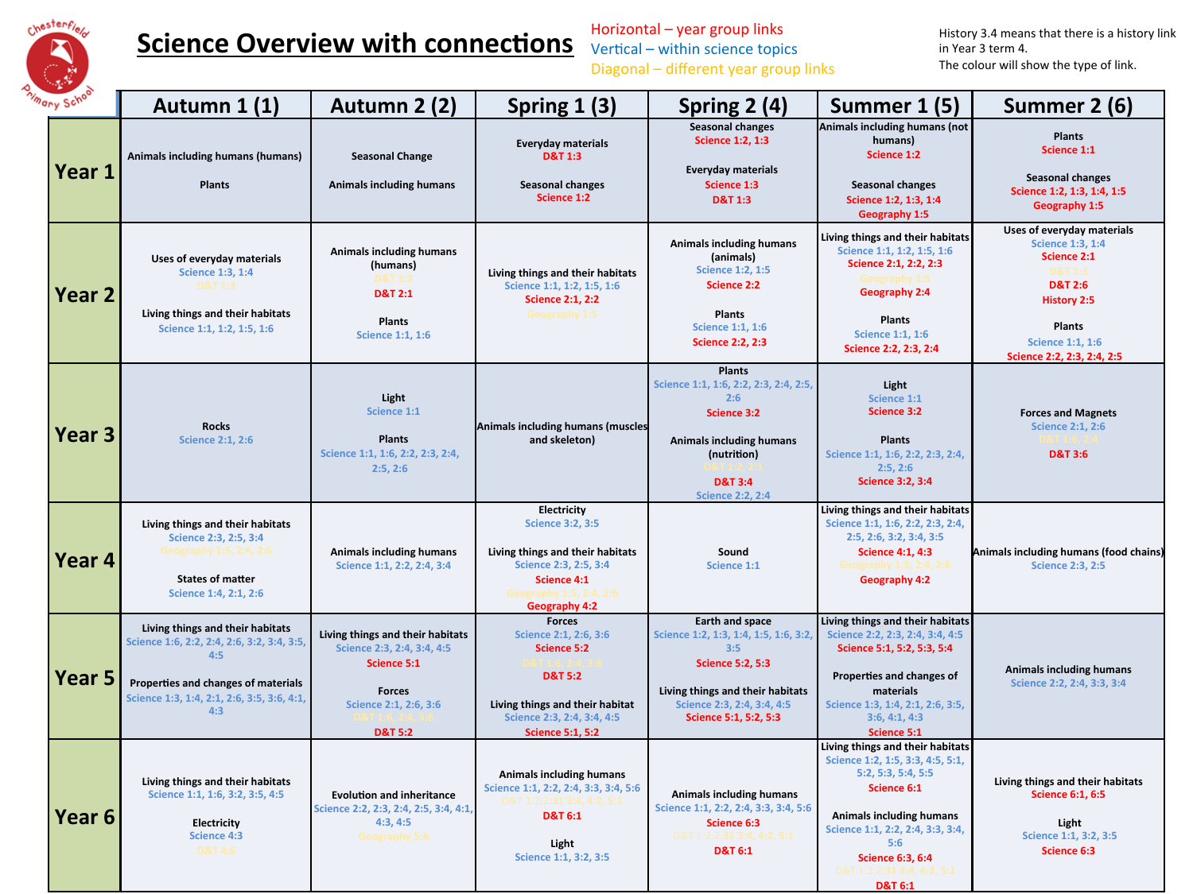# Science Overview with connections

Horizontal – year group links
Vertical – within science topics
Diagonal – different year group links

History 3.4 means that there is a history link in Year 3 term 4. The colour will show the type of link.

| | Autumn 1 (1) | Autumn 2 (2) | Spring 1 (3) | Spring 2 (4) | Summer 1 (5) | Summer 2 (6) |
|---|---|---|---|---|---|---|
| **Year 1** | Animals including humans (humans)<br><br>Plants | Seasonal Change<br><br>Animals including humans | Everyday materials<br>D&T 1:3<br><br>Seasonal changes<br>Science 1:2 | Seasonal changes<br>Science 1:2, 1:3<br><br>Everyday materials<br>Science 1:3<br>D&T 1:3 | Animals including humans (not humans)<br>Science 1:2<br><br>Seasonal changes<br>Science 1:2, 1:3, 1:4<br>Geography 1:5 | Plants<br>Science 1:1<br><br>Seasonal changes<br>Science 1:2, 1:3, 1:4, 1:5<br>Geography 1:5 |
| **Year 2** | Uses of everyday materials<br>Science 1:3, 1:4<br>D&T 1:3<br><br>Living things and their habitats<br>Science 1:1, 1:2, 1:5, 1:6 | Animals including humans (humans)<br>D&T 1:2<br>D&T 2:1<br><br>Plants<br>Science 1:1, 1:6 | Living things and their habitats<br>Science 1:1, 1:2, 1:5, 1:6<br>Science 2:1, 2:2<br>Geography 1:5 | Animals including humans (animals)<br>Science 1:2, 1:5<br>Science 2:2<br><br>Plants<br>Science 1:1, 1:6<br>Science 2:2, 2:3 | Living things and their habitats<br>Science 1:1, 1:2, 1:5, 1:6<br>Science 2:1, 2:2, 2:3<br>Geography 1:5<br>Geography 2:4<br><br>Plants<br>Science 1:1, 1:6<br>Science 2:2, 2:3, 2:4 | Uses of everyday materials<br>Science 1:3, 1:4<br>Science 2:1<br>D&T 1:3<br>D&T 2:6<br>History 2:5<br><br>Plants<br>Science 1:1, 1:6<br>Science 2:2, 2:3, 2:4, 2:5 |
| **Year 3** | Rocks<br>Science 2:1, 2:6 | Light<br>Science 1:1<br><br>Plants<br>Science 1:1, 1:6, 2:2, 2:3, 2:4, 2:5, 2:6 | Animals including humans (muscles and skeleton) | Plants<br>Science 1:1, 1:6, 2:2, 2:3, 2:4, 2:5, 2:6<br>Science 3:2<br><br>Animals including humans (nutrition)<br>D&T 1:2, 2:1<br>D&T 3:4<br>Science 2:2, 2:4 | Light<br>Science 1:1<br>Science 3:2<br><br>Plants<br>Science 1:1, 1:6, 2:2, 2:3, 2:4, 2:5, 2:6<br>Science 3:2, 3:4 | Forces and Magnets<br>Science 2:1, 2:6<br>D&T 1:6, 2:4<br>D&T 3:6 |
| **Year 4** | Living things and their habitats<br>Science 2:3, 2:5, 3:4<br>Geography 1:5, 2:4, 2:6<br><br>States of matter<br>Science 1:4, 2:1, 2:6 | Animals including humans<br>Science 1:1, 2:2, 2:4, 3:4 | Electricity<br>Science 3:2, 3:5<br><br>Living things and their habitats<br>Science 2:3, 2:5, 3:4<br>Science 4:1<br>Geography 1:5, 2:4, 2:6<br>Geography 4:2 | Sound<br>Science 1:1 | Living things and their habitats<br>Science 1:1, 1:6, 2:2, 2:3, 2:4, 2:5, 2:6, 3:2, 3:4, 3:5<br>Science 4:1, 4:3<br>Geography 1:5, 2:4, 2:6<br>Geography 4:2 | Animals including humans (food chains)<br>Science 2:3, 2:5 |
| **Year 5** | Living things and their habitats<br>Science 1:6, 2:2, 2:4, 2:6, 3:2, 3:4, 3:5, 4:5<br><br>Properties and changes of materials<br>Science 1:3, 1:4, 2:1, 2:6, 3:5, 3:6, 4:1, 4:3 | Living things and their habitats<br>Science 2:3, 2:4, 3:4, 4:5<br>Science 5:1<br><br>Forces<br>Science 2:1, 2:6, 3:6<br>D&T 1:6, 2:4, 3:6<br>D&T 5:2 | Forces<br>Science 2:1, 2:6, 3:6<br>Science 5:2<br>D&T 1:6, 2:4, 3:6<br>D&T 5:2<br><br>Living things and their habitat<br>Science 2:3, 2:4, 3:4, 4:5<br>Science 5:1, 5:2 | Earth and space<br>Science 1:2, 1:3, 1:4, 1:5, 1:6, 3:2, 3:5<br>Science 5:2, 5:3<br><br>Living things and their habitats<br>Science 2:3, 2:4, 3:4, 4:5<br>Science 5:1, 5:2, 5:3 | Living things and their habitats<br>Science 2:2, 2:3, 2:4, 3:4, 4:5<br>Science 5:1, 5:2, 5:3, 5:4<br><br>Properties and changes of materials<br>Science 1:3, 1:4, 2:1, 2:6, 3:5, 3:6, 4:1, 4:3<br>Science 5:1 | Animals including humans<br>Science 2:2, 2:4, 3:3, 3:4 |
| **Year 6** | Living things and their habitats<br>Science 1:1, 1:6, 3:2, 3:5, 4:5<br><br>Electricity<br>Science 4:3<br>D&T 4:6 | Evolution and inheritance<br>Science 2:2, 2:3, 2:4, 2:5, 3:4, 4:1, 4:3, 4:5<br>Geography 5:6 | Animals including humans<br>Science 1:1, 2:2, 2:4, 3:3, 3:4, 5:6<br>D&T 1:2, 2:1 3:4, 4:2, 5:1<br>D&T 6:1<br><br>Light<br>Science 1:1, 3:2, 3:5 | Animals including humans<br>Science 1:1, 2:2, 2:4, 3:3, 3:4, 5:6<br>Science 6:3<br>D&T 1:2, 2:1 3:4, 4:2, 5:1<br>D&T 6:1 | Living things and their habitats<br>Science 1:2, 1:5, 3:3, 4:5, 5:1, 5:2, 5:3, 5:4, 5:5<br>Science 6:1<br><br>Animals including humans<br>Science 1:1, 2:2, 2:4, 3:3, 3:4, 5:6<br>Science 6:3, 6:4<br>D&T 1:2, 2:1 3:4, 4:2, 5:1<br>D&T 6:1 | Living things and their habitats<br>Science 6:1, 6:5<br><br>Light<br>Science 1:1, 3:2, 3:5<br>Science 6:3 |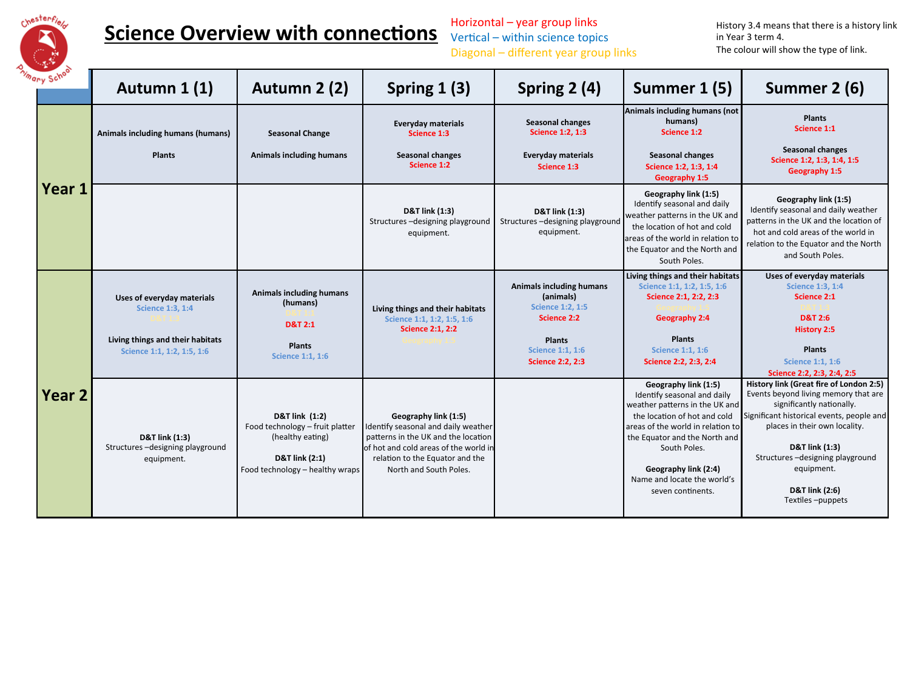# Science Overview with connections

Horizontal – year group links
Vertical – within science topics
Diagonal – different year group links

History 3.4 means that there is a history link in Year 3 term 4.
The colour will show the type of link.

| | Autumn 1 (1) | Autumn 2 (2) | Spring 1 (3) | Spring 2 (4) | Summer 1 (5) | Summer 2 (6) |
|---|---|---|---|---|---|---|
| **Year 1** | **Animals including humans (humans)**<br><br>**Plants** | **Seasonal Change**<br><br>**Animals including humans** | **Everyday materials**<br>Science 1:3<br><br>**Seasonal changes**<br>Science 1:2 | **Seasonal changes**<br>Science 1:2, 1:3<br><br>**Everyday materials**<br>Science 1:3 | **Animals including humans (not humans)**<br>Science 1:2<br><br>**Seasonal changes**<br>Science 1:2, 1:3, 1:4<br>Geography 1:5 | **Plants**<br>Science 1:1<br><br>**Seasonal changes**<br>Science 1:2, 1:3, 1:4, 1:5<br>Geography 1:5 |
| | | | **D&T link (1:3)**<br>Structures –designing playground equipment. | **D&T link (1:3)**<br>Structures –designing playground equipment. | **Geography link (1:5)**<br>Identify seasonal and daily weather patterns in the UK and the location of hot and cold areas of the world in relation to the Equator and the North and South Poles. | **Geography link (1:5)**<br>Identify seasonal and daily weather patterns in the UK and the location of hot and cold areas of the world in relation to the Equator and the North and South Poles. |
| **Year 2** | **Uses of everyday materials**<br>Science 1:3, 1:4<br>D&T 1:3<br><br>**Living things and their habitats**<br>Science 1:1, 1:2, 1:5, 1:6 | **Animals including humans (humans)**<br>D&T 1:1<br>D&T 2:1<br><br>**Plants**<br>Science 1:1, 1:6 | **Living things and their habitats**<br>Science 1:1, 1:2, 1:5, 1:6<br>Science 2:1, 2:2<br>Geography 1:5 | **Animals including humans (animals)**<br>Science 1:2, 1:5<br>Science 2:2<br><br>**Plants**<br>Science 1:1, 1:6<br>Science 2:2, 2:3 | **Living things and their habitats**<br>Science 1:1, 1:2, 1:5, 1:6<br>Science 2:1, 2:2, 2:3<br>Geography 1:5<br>Geography 2:4<br><br>**Plants**<br>Science 1:1, 1:6<br>Science 2:2, 2:3, 2:4 | **Uses of everyday materials**<br>Science 1:3, 1:4<br>Science 2:1<br>D&T 1:3<br>D&T 2:6<br>History 2:5<br><br>**Plants**<br>Science 1:1, 1:6<br>Science 2:2, 2:3, 2:4, 2:5 |
| | **D&T link (1:3)**<br>Structures –designing playground equipment. | **D&T link (1:2)**<br>Food technology – fruit platter (healthy eating)<br><br>**D&T link (2:1)**<br>Food technology – healthy wraps | **Geography link (1:5)**<br>Identify seasonal and daily weather patterns in the UK and the location of hot and cold areas of the world in relation to the Equator and the North and South Poles. | | **Geography link (1:5)**<br>Identify seasonal and daily weather patterns in the UK and the location of hot and cold areas of the world in relation to the Equator and the North and South Poles.<br><br>**Geography link (2:4)**<br>Name and locate the world's seven continents. | **History link (Great fire of London 2:5)**<br>Events beyond living memory that are significantly nationally.<br>Significant historical events, people and places in their own locality.<br><br>**D&T link (1:3)**<br>Structures –designing playground equipment.<br><br>**D&T link (2:6)**<br>Textiles –puppets |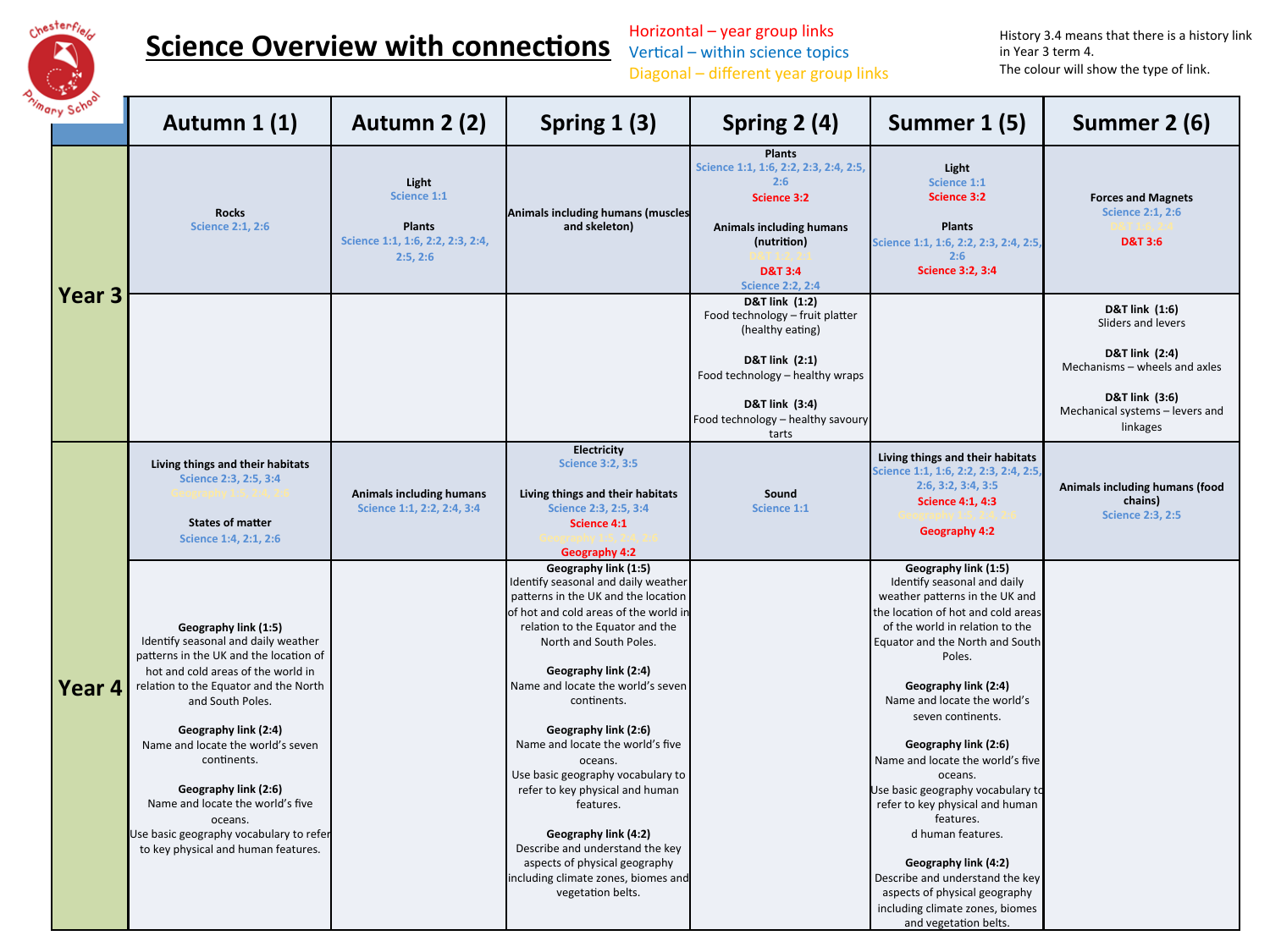# Science Overview with connections

Horizontal – year group links
Vertical – within science topics
Diagonal – different year group links

History 3.4 means that there is a history link in Year 3 term 4.
The colour will show the type of link.

| | Autumn 1 (1) | Autumn 2 (2) | Spring 1 (3) | Spring 2 (4) | Summer 1 (5) | Summer 2 (6) |
|---|---|---|---|---|---|---|
| **Year 3** | **Rocks**<br>Science 2:1, 2:6 | **Light**<br>Science 1:1<br><br>**Plants**<br>Science 1:1, 1:6, 2:2, 2:3, 2:4, 2:5, 2:6 | **Animals including humans (muscles and skeleton)** | **Plants**<br>Science 1:1, 1:6, 2:2, 2:3, 2:4, 2:5, 2:6<br>Science 3:2<br><br>**Animals including humans (nutrition)**<br>D&T 1:2, 2:1<br>D&T 3:4<br>Science 2:2, 2:4 | **Light**<br>Science 1:1<br>Science 3:2<br><br>**Plants**<br>Science 1:1, 1:6, 2:2, 2:3, 2:4, 2:5, 2:6<br>Science 3:2, 3:4 | **Forces and Magnets**<br>Science 2:1, 2:6<br>D&T 1:6, 2:4<br>D&T 3:6 |
| | | | | **D&T link (1:2)**<br>Food technology – fruit platter (healthy eating)<br><br>**D&T link (2:1)**<br>Food technology – healthy wraps<br><br>**D&T link (3:4)**<br>Food technology – healthy savoury tarts | | **D&T link (1:6)**<br>Sliders and levers<br><br>**D&T link (2:4)**<br>Mechanisms – wheels and axles<br><br>**D&T link (3:6)**<br>Mechanical systems – levers and linkages |
| **Year 4** | **Living things and their habitats**<br>Science 2:3, 2:5, 3:4<br>Geography 1:5, 2:4, 2:6<br><br>**States of matter**<br>Science 1:4, 2:1, 2:6 | **Animals including humans**<br>Science 1:1, 2:2, 2:4, 3:4 | **Electricity**<br>Science 3:2, 3:5<br><br>**Living things and their habitats**<br>Science 2:3, 2:5, 3:4<br>Science 4:1<br>Geography 1:5, 2:4, 2:6<br>Geography 4:2 | **Sound**<br>Science 1:1 | **Living things and their habitats**<br>Science 1:1, 1:6, 2:2, 2:3, 2:4, 2:5, 2:6, 3:2, 3:4, 3:5<br>Science 4:1, 4:3<br>Geography 1:5, 2:4, 2:6<br>Geography 4:2 | **Animals including humans (food chains)**<br>Science 2:3, 2:5 |
| | **Geography link (1:5)**<br>Identify seasonal and daily weather patterns in the UK and the location of hot and cold areas of the world in relation to the Equator and the North and South Poles.<br><br>**Geography link (2:4)**<br>Name and locate the world's seven continents.<br><br>**Geography link (2:6)**<br>Name and locate the world's five oceans.<br>Use basic geography vocabulary to refer to key physical and human features. | | **Geography link (1:5)**<br>Identify seasonal and daily weather patterns in the UK and the location of hot and cold areas of the world in relation to the Equator and the North and South Poles.<br><br>**Geography link (2:4)**<br>Name and locate the world's seven continents.<br><br>**Geography link (2:6)**<br>Name and locate the world's five oceans.<br>Use basic geography vocabulary to refer to key physical and human features.<br><br>**Geography link (4:2)**<br>Describe and understand the key aspects of physical geography including climate zones, biomes and vegetation belts. | | **Geography link (1:5)**<br>Identify seasonal and daily weather patterns in the UK and the location of hot and cold areas of the world in relation to the Equator and the North and South Poles.<br><br>**Geography link (2:4)**<br>Name and locate the world's seven continents.<br><br>**Geography link (2:6)**<br>Name and locate the world's five oceans.<br>Use basic geography vocabulary to refer to key physical and human features.<br>d human features.<br><br>**Geography link (4:2)**<br>Describe and understand the key aspects of physical geography including climate zones, biomes and vegetation belts. | |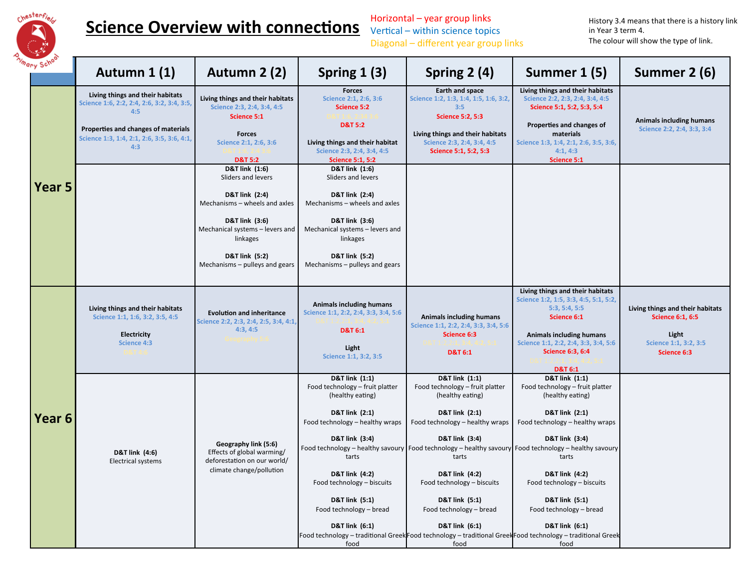Chesterfield Primary School

# Science Overview with connections

Horizontal – year group links
Vertical – within science topics
Diagonal – different year group links

History 3.4 means that there is a history link in Year 3 term 4.
The colour will show the type of link.

| | Autumn 1 (1) | Autumn 2 (2) | Spring 1 (3) | Spring 2 (4) | Summer 1 (5) | Summer 2 (6) |
|---|---|---|---|---|---|---|
| Year 5 | **Living things and their habitats** Science 1:6, 2:2, 2:4, 2:6, 3:2, 3:4, 3:5, 4:5 **Properties and changes of materials** Science 1:3, 1:4, 2:1, 2:6, 3:5, 3:6, 4:1, 4:3 | **Living things and their habitats** Science 2:3, 2:4, 3:4, 4:5 Science 5:1 **Forces** Science 2:1, 2:6, 3:6 D&T 1:6, 2:4 3:6 D&T 5:2 | **Forces** Science 2:1, 2:6, 3:6 Science 5:2 D&T 1:6, 2:34 3:6 D&T 5:2 **Living things and their habitat** Science 2:3, 2:4, 3:4, 4:5 Science 5:1, 5:2 | **Earth and space** Science 1:2, 1:3, 1:4, 1:5, 1:6, 3:2, 3:5 Science 5:2, 5:3 **Living things and their habitats** Science 2:3, 2:4, 3:4, 4:5 Science 5:1, 5:2, 5:3 | **Living things and their habitats** Science 2:2, 2:3, 2:4, 3:4, 4:5 Science 5:1, 5:2, 5:3, 5:4 **Properties and changes of materials** Science 1:3, 1:4, 2:1, 2:6, 3:5, 3:6, 4:1, 4:3 Science 5:1 | **Animals including humans** Science 2:2, 2:4, 3:3, 3:4 |
| | | **D&T link (1:6)** Sliders and levers **D&T link (2:4)** Mechanisms – wheels and axles **D&T link (3:6)** Mechanical systems – levers and linkages **D&T link (5:2)** Mechanisms – pulleys and gears | **D&T link (1:6)** Sliders and levers **D&T link (2:4)** Mechanisms – wheels and axles **D&T link (3:6)** Mechanical systems – levers and linkages **D&T link (5:2)** Mechanisms – pulleys and gears | | | |
| Year 6 | **Living things and their habitats** Science 1:1, 1:6, 3:2, 3:5, 4:5 **Electricity** Science 4:3 D&T 4:6 | **Evolution and inheritance** Science 2:2, 2:3, 2:4, 2:5, 3:4, 4:1, 4:3, 4:5 Geography 5:6 | **Animals including humans** Science 1:1, 2:2, 2:4, 3:3, 3:4, 5:6 D&T 1:2 2:1, 3:4, 4:2, 5:1 D&T 6:1 **Light** Science 1:1, 3:2, 3:5 | **Animals including humans** Science 1:1, 2:2, 2:4, 3:3, 3:4, 5:6 Science 6:3 D&T 1:2 2:1, 3:4, 4:2, 5:1 D&T 6:1 | **Living things and their habitats** Science 1:2, 1:5, 3:3, 4:5, 5:1, 5:2, 5:3, 5:4, 5:5 Science 6:1 **Animals including humans** Science 1:1, 2:2, 2:4, 3:3, 3:4, 5:6 Science 6:3, 6:4 D&T 1:2 2:1, 3:4, 4:2, 5:1 D&T 6:1 | **Living things and their habitats** Science 6:1, 6:5 **Light** Science 1:1, 3:2, 3:5 Science 6:3 |
| | **D&T link (4:6)** Electrical systems | **Geography link (5:6)** Effects of global warming/ deforestation on our world/ climate change/pollution | **D&T link (1:1)** Food technology – fruit platter (healthy eating) **D&T link (2:1)** Food technology – healthy wraps **D&T link (3:4)** Food technology – healthy savoury tarts **D&T link (4:2)** Food technology – biscuits **D&T link (5:1)** Food technology – bread **D&T link (6:1)** Food technology – traditional Greek food | **D&T link (1:1)** Food technology – fruit platter (healthy eating) **D&T link (2:1)** Food technology – healthy wraps **D&T link (3:4)** Food technology – healthy savoury tarts **D&T link (4:2)** Food technology – biscuits **D&T link (5:1)** Food technology – bread **D&T link (6:1)** Food technology – traditional Greek food | **D&T link (1:1)** Food technology – fruit platter (healthy eating) **D&T link (2:1)** Food technology – healthy wraps **D&T link (3:4)** Food technology – healthy savoury tarts **D&T link (4:2)** Food technology – biscuits **D&T link (5:1)** Food technology – bread **D&T link (6:1)** Food technology – traditional Greek food | |